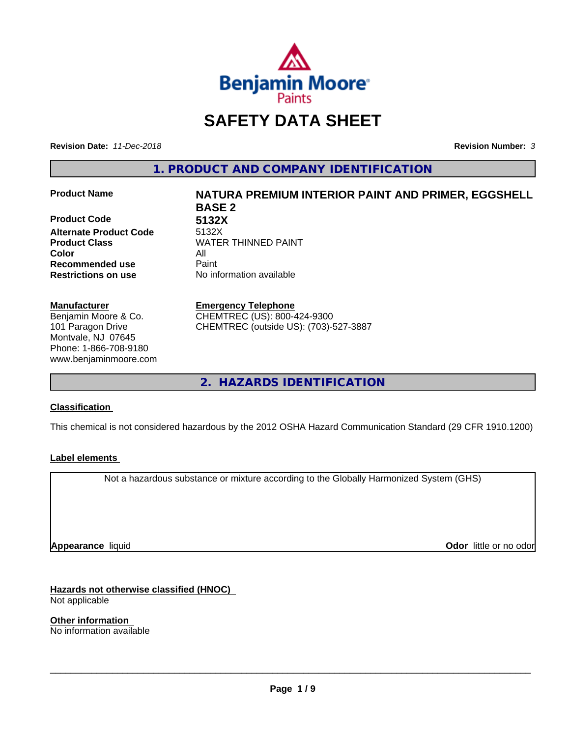# SAFETY DATA SHEET

**Revision Date:** *11-Dec-2018*

**Revision Number:** *3*

## 1. PRODUCT AND COMPANY IDENTIFICATION

| | |
|---|---|
| **Product Name** | **NATURA PREMIUM INTERIOR PAINT AND PRIMER, EGGSHELL BASE 2** |
| **Product Code** | **5132X** |
| **Alternate Product Code** | 5132X |
| **Product Class** | WATER THINNED PAINT |
| **Color** | All |
| **Recommended use** | Paint |
| **Restrictions on use** | No information available |

**Manufacturer**
Benjamin Moore & Co.
101 Paragon Drive
Montvale, NJ 07645
Phone: 1-866-708-9180
www.benjaminmoore.com

**Emergency Telephone**
CHEMTREC (US): 800-424-9300
CHEMTREC (outside US): (703)-527-3887

## 2. HAZARDS IDENTIFICATION

### Classification

This chemical is not considered hazardous by the 2012 OSHA Hazard Communication Standard (29 CFR 1910.1200)

### Label elements

Not a hazardous substance or mixture according to the Globally Harmonized System (GHS)

**Appearance** liquid

**Odor** little or no odor

### Hazards not otherwise classified (HNOC)

Not applicable

### Other information

No information available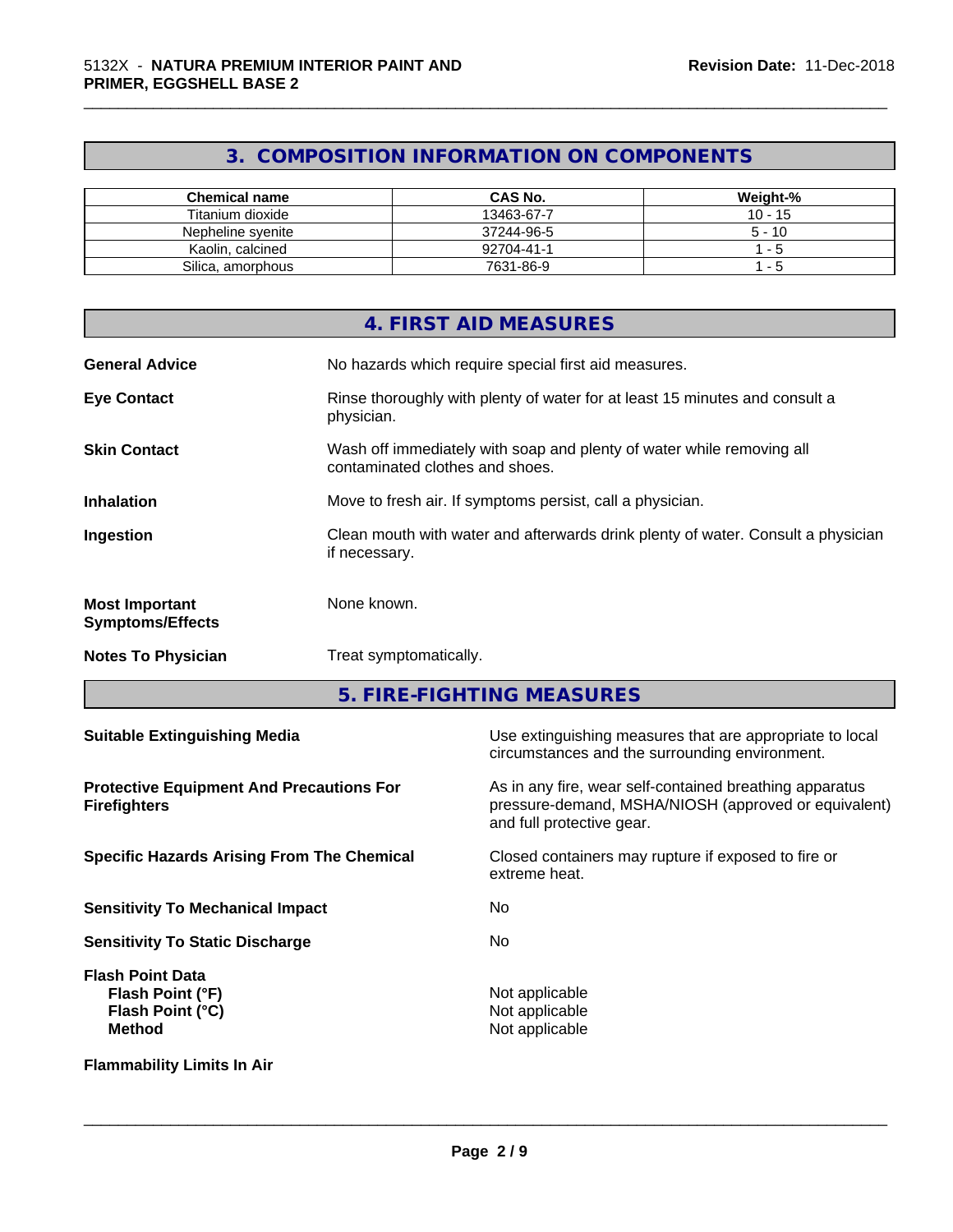## 3. COMPOSITION INFORMATION ON COMPONENTS

| Chemical name | CAS No. | Weight-% |
|---|---|---|
| Titanium dioxide | 13463-67-7 | 10 - 15 |
| Nepheline syenite | 37244-96-5 | 5 - 10 |
| Kaolin, calcined | 92704-41-1 | 1 - 5 |
| Silica, amorphous | 7631-86-9 | 1 - 5 |

## 4. FIRST AID MEASURES

**General Advice** No hazards which require special first aid measures.

**Eye Contact** Rinse thoroughly with plenty of water for at least 15 minutes and consult a physician.

**Skin Contact** Wash off immediately with soap and plenty of water while removing all contaminated clothes and shoes.

**Inhalation** Move to fresh air. If symptoms persist, call a physician.

**Ingestion** Clean mouth with water and afterwards drink plenty of water. Consult a physician if necessary.

**Most Important Symptoms/Effects** None known.

**Notes To Physician** Treat symptomatically.

## 5. FIRE-FIGHTING MEASURES

**Suitable Extinguishing Media** Use extinguishing measures that are appropriate to local circumstances and the surrounding environment.

**Protective Equipment And Precautions For Firefighters** As in any fire, wear self-contained breathing apparatus pressure-demand, MSHA/NIOSH (approved or equivalent) and full protective gear.

**Specific Hazards Arising From The Chemical** Closed containers may rupture if exposed to fire or extreme heat.

**Sensitivity To Mechanical Impact** No

**Sensitivity To Static Discharge** No

**Flash Point Data**
**Flash Point (°F)** Not applicable
**Flash Point (°C)** Not applicable
**Method** Not applicable

**Flammability Limits In Air**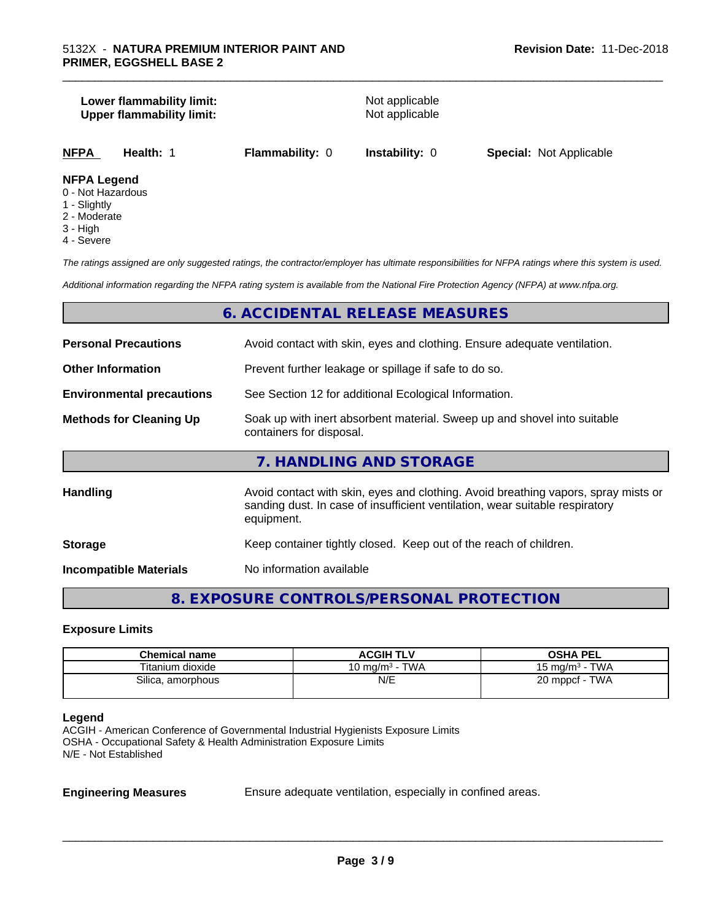**Lower flammability limit:** Not applicable
**Upper flammability limit:** Not applicable

| NFPA | Health: 1 | Flammability: 0 | Instability: 0 | Special: Not Applicable |
|---|---|---|---|---|

**NFPA Legend**
0 - Not Hazardous
1 - Slightly
2 - Moderate
3 - High
4 - Severe

*The ratings assigned are only suggested ratings, the contractor/employer has ultimate responsibilities for NFPA ratings where this system is used.*

*Additional information regarding the NFPA rating system is available from the National Fire Protection Agency (NFPA) at www.nfpa.org.*

## 6. ACCIDENTAL RELEASE MEASURES

**Personal Precautions** Avoid contact with skin, eyes and clothing. Ensure adequate ventilation.

**Other Information** Prevent further leakage or spillage if safe to do so.

**Environmental precautions** See Section 12 for additional Ecological Information.

**Methods for Cleaning Up** Soak up with inert absorbent material. Sweep up and shovel into suitable containers for disposal.

## 7. HANDLING AND STORAGE

**Handling** Avoid contact with skin, eyes and clothing. Avoid breathing vapors, spray mists or sanding dust. In case of insufficient ventilation, wear suitable respiratory equipment.

**Storage** Keep container tightly closed. Keep out of the reach of children.

**Incompatible Materials** No information available

## 8. EXPOSURE CONTROLS/PERSONAL PROTECTION

### Exposure Limits

| Chemical name | ACGIH TLV | OSHA PEL |
|---|---|---|
| Titanium dioxide | 10 mg/m³ - TWA | 15 mg/m³ - TWA |
| Silica, amorphous | N/E | 20 mppcf - TWA |

**Legend**
ACGIH - American Conference of Governmental Industrial Hygienists Exposure Limits
OSHA - Occupational Safety & Health Administration Exposure Limits
N/E - Not Established

**Engineering Measures** Ensure adequate ventilation, especially in confined areas.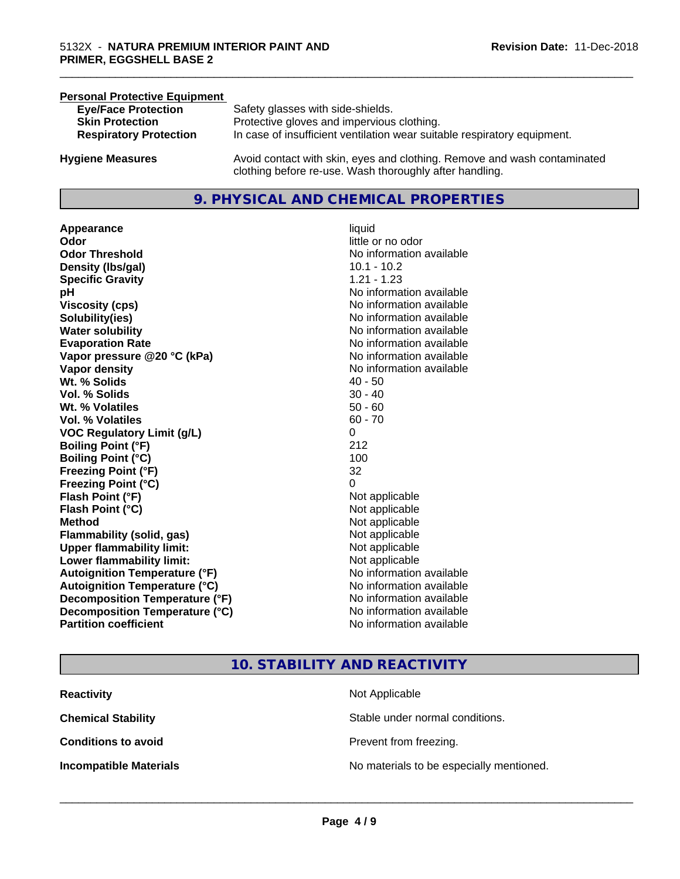**Personal Protective Equipment**

| | |
|---|---|
| **Eye/Face Protection** | Safety glasses with side-shields. |
| **Skin Protection** | Protective gloves and impervious clothing. |
| **Respiratory Protection** | In case of insufficient ventilation wear suitable respiratory equipment. |
| **Hygiene Measures** | Avoid contact with skin, eyes and clothing. Remove and wash contaminated clothing before re-use. Wash thoroughly after handling. |

## 9. PHYSICAL AND CHEMICAL PROPERTIES

| | |
|---|---|
| **Appearance** | liquid |
| **Odor** | little or no odor |
| **Odor Threshold** | No information available |
| **Density (lbs/gal)** | 10.1 - 10.2 |
| **Specific Gravity** | 1.21 - 1.23 |
| **pH** | No information available |
| **Viscosity (cps)** | No information available |
| **Solubility(ies)** | No information available |
| **Water solubility** | No information available |
| **Evaporation Rate** | No information available |
| **Vapor pressure @20 °C (kPa)** | No information available |
| **Vapor density** | No information available |
| **Wt. % Solids** | 40 - 50 |
| **Vol. % Solids** | 30 - 40 |
| **Wt. % Volatiles** | 50 - 60 |
| **Vol. % Volatiles** | 60 - 70 |
| **VOC Regulatory Limit (g/L)** | 0 |
| **Boiling Point (°F)** | 212 |
| **Boiling Point (°C)** | 100 |
| **Freezing Point (°F)** | 32 |
| **Freezing Point (°C)** | 0 |
| **Flash Point (°F)** | Not applicable |
| **Flash Point (°C)** | Not applicable |
| **Method** | Not applicable |
| **Flammability (solid, gas)** | Not applicable |
| **Upper flammability limit:** | Not applicable |
| **Lower flammability limit:** | Not applicable |
| **Autoignition Temperature (°F)** | No information available |
| **Autoignition Temperature (°C)** | No information available |
| **Decomposition Temperature (°F)** | No information available |
| **Decomposition Temperature (°C)** | No information available |
| **Partition coefficient** | No information available |

## 10. STABILITY AND REACTIVITY

| | |
|---|---|
| **Reactivity** | Not Applicable |
| **Chemical Stability** | Stable under normal conditions. |
| **Conditions to avoid** | Prevent from freezing. |
| **Incompatible Materials** | No materials to be especially mentioned. |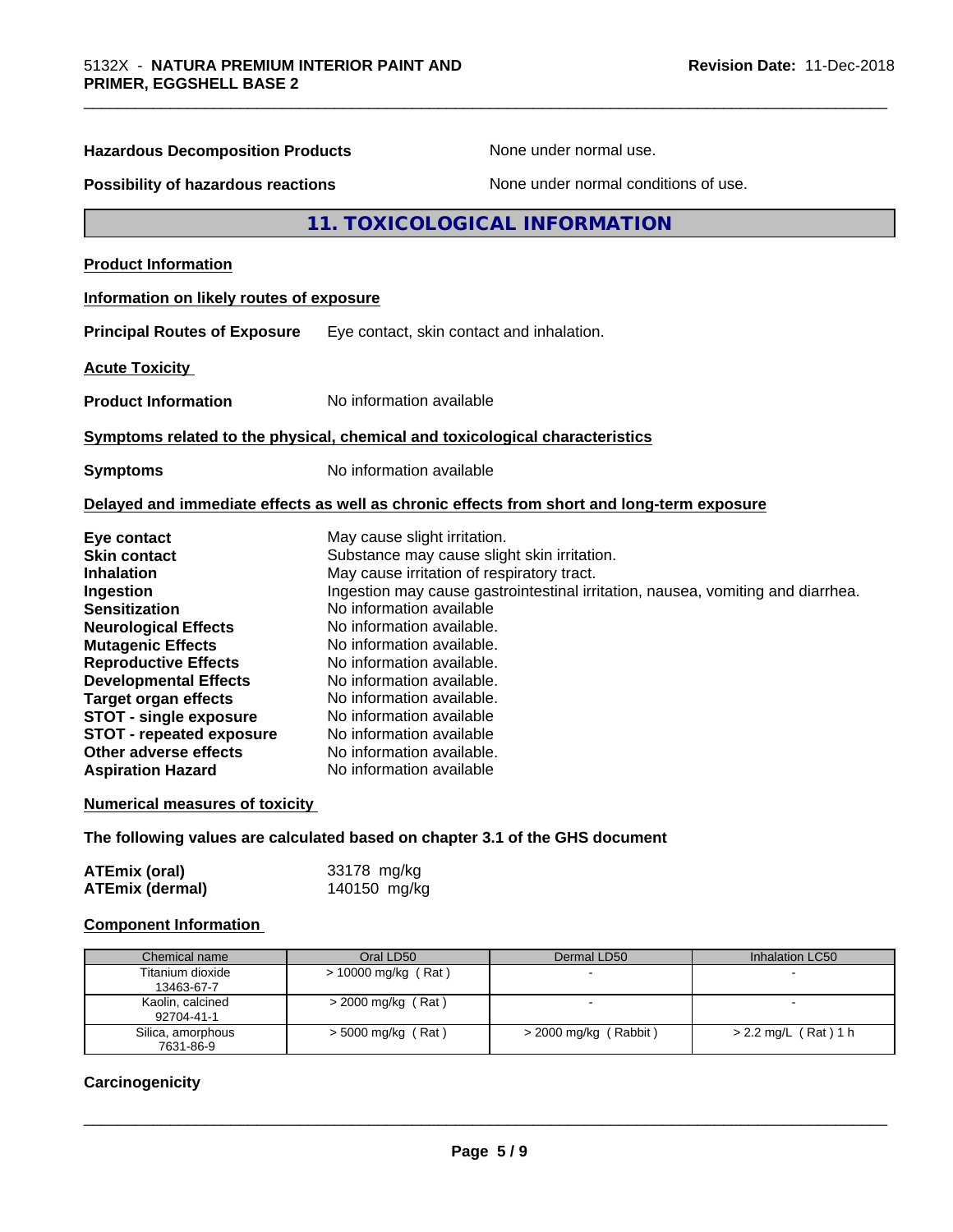**Hazardous Decomposition Products** None under normal use.

**Possibility of hazardous reactions** None under normal conditions of use.

## 11. TOXICOLOGICAL INFORMATION

**Product Information**

**Information on likely routes of exposure**

**Principal Routes of Exposure** Eye contact, skin contact and inhalation.

**Acute Toxicity**

**Product Information** No information available

**Symptoms related to the physical, chemical and toxicological characteristics**

**Symptoms** No information available

**Delayed and immediate effects as well as chronic effects from short and long-term exposure**

| | |
|---|---|
| **Eye contact** | May cause slight irritation. |
| **Skin contact** | Substance may cause slight skin irritation. |
| **Inhalation** | May cause irritation of respiratory tract. |
| **Ingestion** | Ingestion may cause gastrointestinal irritation, nausea, vomiting and diarrhea. |
| **Sensitization** | No information available |
| **Neurological Effects** | No information available. |
| **Mutagenic Effects** | No information available. |
| **Reproductive Effects** | No information available. |
| **Developmental Effects** | No information available. |
| **Target organ effects** | No information available. |
| **STOT - single exposure** | No information available |
| **STOT - repeated exposure** | No information available |
| **Other adverse effects** | No information available. |
| **Aspiration Hazard** | No information available |

**Numerical measures of toxicity**

**The following values are calculated based on chapter 3.1 of the GHS document**

| | |
|---|---|
| **ATEmix (oral)** | 33178 mg/kg |
| **ATEmix (dermal)** | 140150 mg/kg |

**Component Information**

| Chemical name | Oral LD50 | Dermal LD50 | Inhalation LC50 |
|---|---|---|---|
| Titanium dioxide 13463-67-7 | > 10000 mg/kg ( Rat ) | - | - |
| Kaolin, calcined 92704-41-1 | > 2000 mg/kg ( Rat ) | - | - |
| Silica, amorphous 7631-86-9 | > 5000 mg/kg ( Rat ) | > 2000 mg/kg ( Rabbit ) | > 2.2 mg/L ( Rat ) 1 h |

**Carcinogenicity**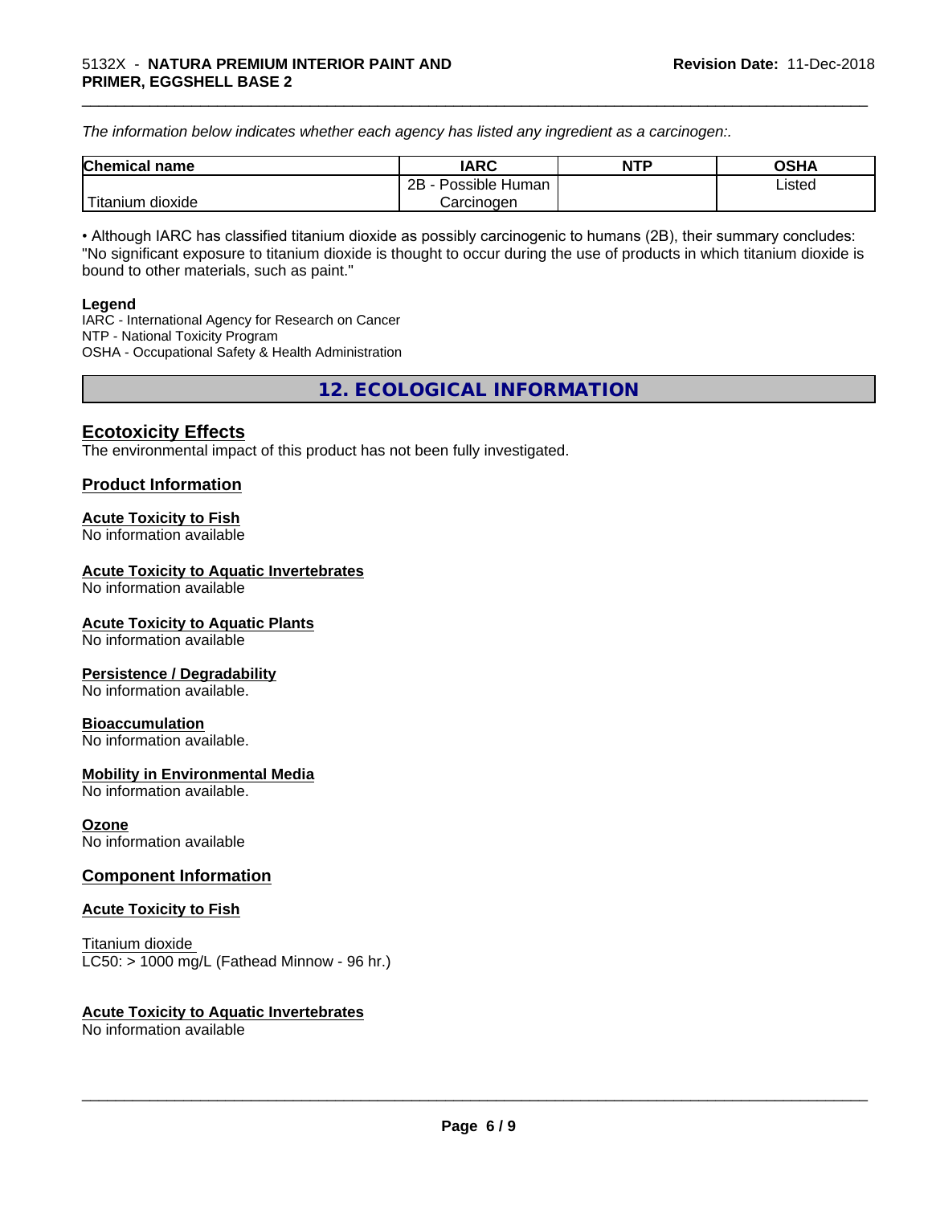*The information below indicates whether each agency has listed any ingredient as a carcinogen:.*

| Chemical name | IARC | NTP | OSHA |
|---|---|---|---|
| Titanium dioxide | 2B - Possible Human Carcinogen | | Listed |

• Although IARC has classified titanium dioxide as possibly carcinogenic to humans (2B), their summary concludes: "No significant exposure to titanium dioxide is thought to occur during the use of products in which titanium dioxide is bound to other materials, such as paint."

**Legend**

IARC - International Agency for Research on Cancer
NTP - National Toxicity Program
OSHA - Occupational Safety & Health Administration

## 12. ECOLOGICAL INFORMATION

### Ecotoxicity Effects

The environmental impact of this product has not been fully investigated.

### Product Information

**Acute Toxicity to Fish**
No information available

**Acute Toxicity to Aquatic Invertebrates**
No information available

**Acute Toxicity to Aquatic Plants**
No information available

**Persistence / Degradability**
No information available.

**Bioaccumulation**
No information available.

**Mobility in Environmental Media**
No information available.

**Ozone**
No information available

### Component Information

**Acute Toxicity to Fish**

Titanium dioxide
LC50: > 1000 mg/L (Fathead Minnow - 96 hr.)

**Acute Toxicity to Aquatic Invertebrates**
No information available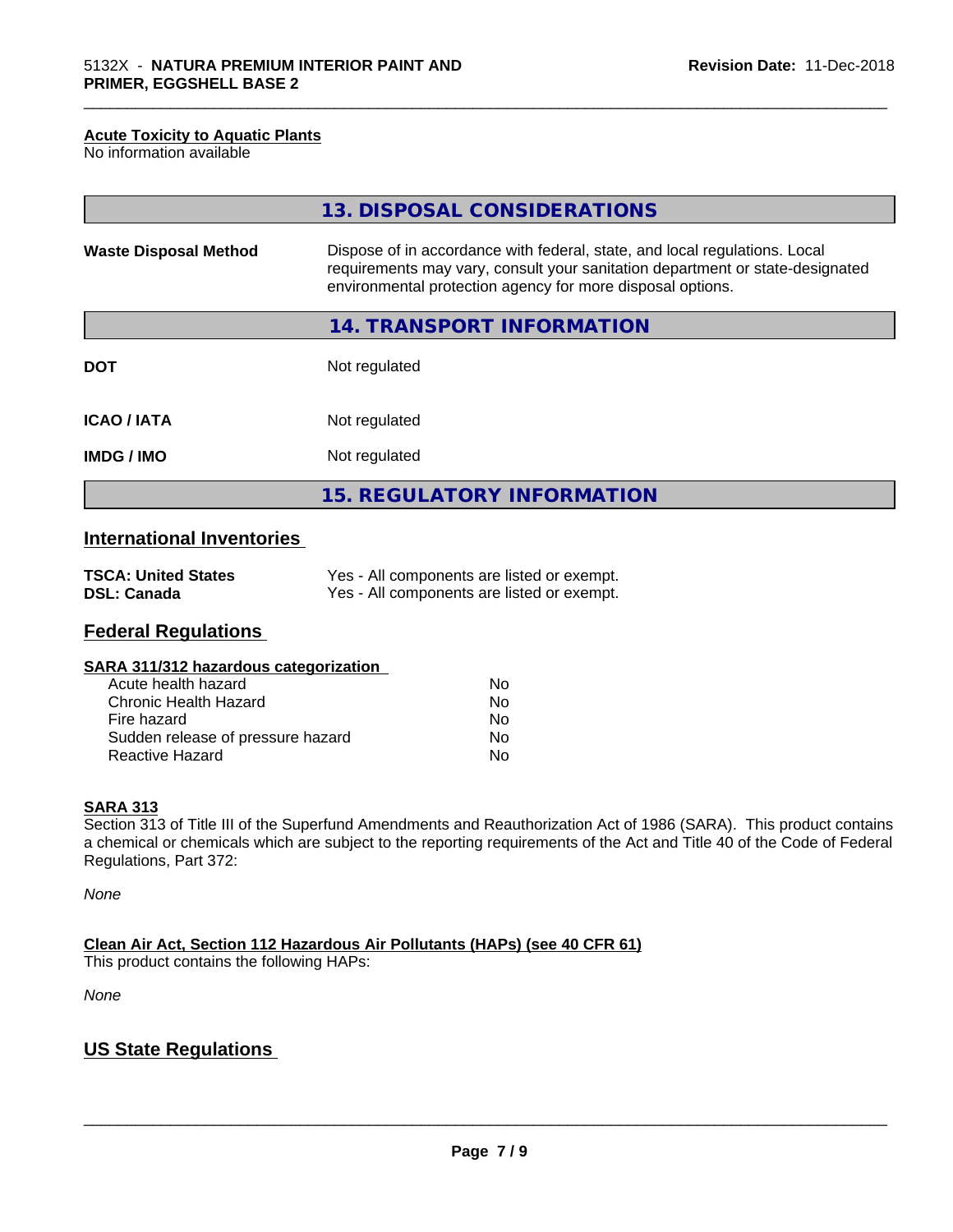#### Acute Toxicity to Aquatic Plants

No information available

## 13. DISPOSAL CONSIDERATIONS

| | |
|---|---|
| **Waste Disposal Method** | Dispose of in accordance with federal, state, and local regulations. Local requirements may vary, consult your sanitation department or state-designated environmental protection agency for more disposal options. |

## 14. TRANSPORT INFORMATION

| | |
|---|---|
| **DOT** | Not regulated |
| **ICAO / IATA** | Not regulated |
| **IMDG / IMO** | Not regulated |

## 15. REGULATORY INFORMATION

### International Inventories

| | |
|---|---|
| **TSCA: United States** | Yes - All components are listed or exempt. |
| **DSL: Canada** | Yes - All components are listed or exempt. |

### Federal Regulations

#### SARA 311/312 hazardous categorization

| | |
|---|---|
| Acute health hazard | No |
| Chronic Health Hazard | No |
| Fire hazard | No |
| Sudden release of pressure hazard | No |
| Reactive Hazard | No |

#### SARA 313

Section 313 of Title III of the Superfund Amendments and Reauthorization Act of 1986 (SARA). This product contains a chemical or chemicals which are subject to the reporting requirements of the Act and Title 40 of the Code of Federal Regulations, Part 372:

*None*

#### Clean Air Act, Section 112 Hazardous Air Pollutants (HAPs) (see 40 CFR 61)

This product contains the following HAPs:

*None*

### US State Regulations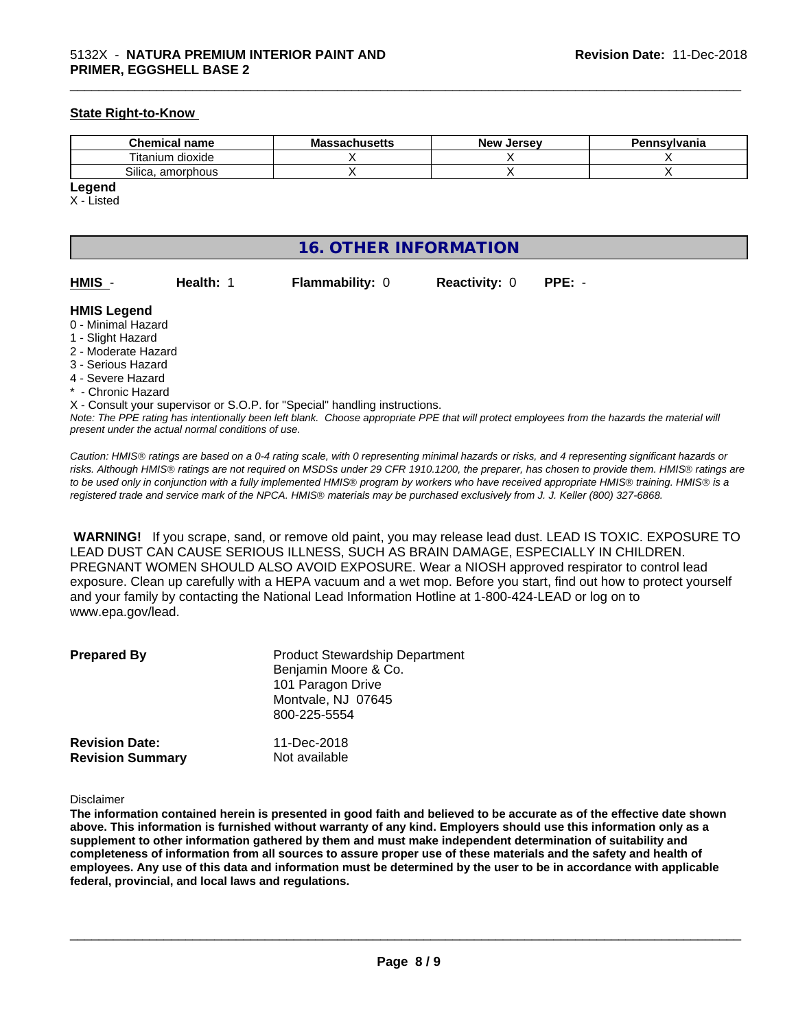**State Right-to-Know**

| Chemical name | Massachusetts | New Jersey | Pennsylvania |
|---|---|---|---|
| Titanium dioxide | X | X | X |
| Silica, amorphous | X | X | X |

**Legend**
X - Listed

## 16. OTHER INFORMATION

**HMIS** - **Health:** 1 **Flammability:** 0 **Reactivity:** 0 **PPE:** -

**HMIS Legend**
0 - Minimal Hazard
1 - Slight Hazard
2 - Moderate Hazard
3 - Serious Hazard
4 - Severe Hazard
* - Chronic Hazard
X - Consult your supervisor or S.O.P. for "Special" handling instructions.

*Note: The PPE rating has intentionally been left blank. Choose appropriate PPE that will protect employees from the hazards the material will present under the actual normal conditions of use.*

*Caution: HMIS® ratings are based on a 0-4 rating scale, with 0 representing minimal hazards or risks, and 4 representing significant hazards or risks. Although HMIS® ratings are not required on MSDSs under 29 CFR 1910.1200, the preparer, has chosen to provide them. HMIS® ratings are to be used only in conjunction with a fully implemented HMIS® program by workers who have received appropriate HMIS® training. HMIS® is a registered trade and service mark of the NPCA. HMIS® materials may be purchased exclusively from J. J. Keller (800) 327-6868.*

**WARNING!** If you scrape, sand, or remove old paint, you may release lead dust. LEAD IS TOXIC. EXPOSURE TO LEAD DUST CAN CAUSE SERIOUS ILLNESS, SUCH AS BRAIN DAMAGE, ESPECIALLY IN CHILDREN. PREGNANT WOMEN SHOULD ALSO AVOID EXPOSURE. Wear a NIOSH approved respirator to control lead exposure. Clean up carefully with a HEPA vacuum and a wet mop. Before you start, find out how to protect yourself and your family by contacting the National Lead Information Hotline at 1-800-424-LEAD or log on to www.epa.gov/lead.

**Prepared By**
Product Stewardship Department
Benjamin Moore & Co.
101 Paragon Drive
Montvale, NJ 07645
800-225-5554

**Revision Date:** 11-Dec-2018
**Revision Summary** Not available

Disclaimer

**The information contained herein is presented in good faith and believed to be accurate as of the effective date shown above. This information is furnished without warranty of any kind. Employers should use this information only as a supplement to other information gathered by them and must make independent determination of suitability and completeness of information from all sources to assure proper use of these materials and the safety and health of employees. Any use of this data and information must be determined by the user to be in accordance with applicable federal, provincial, and local laws and regulations.**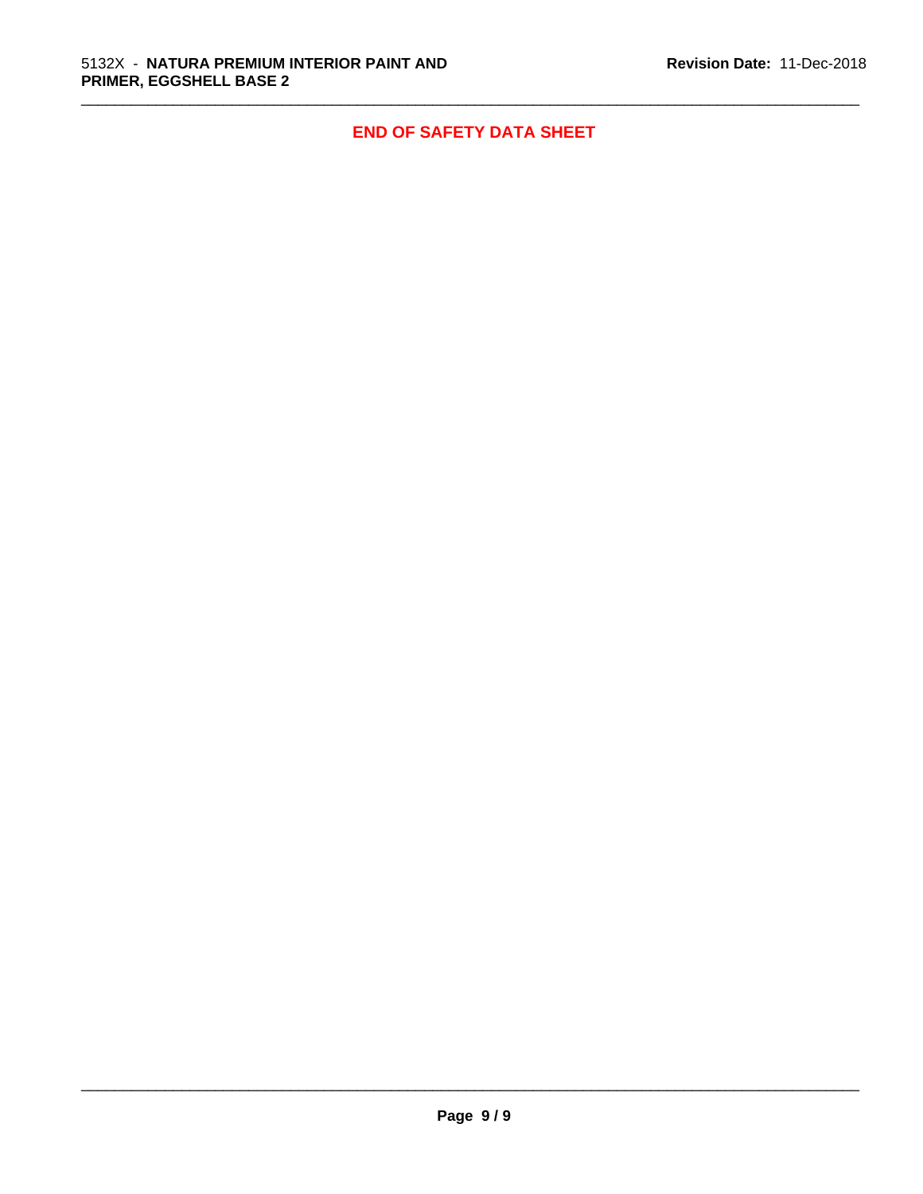**END OF SAFETY DATA SHEET**